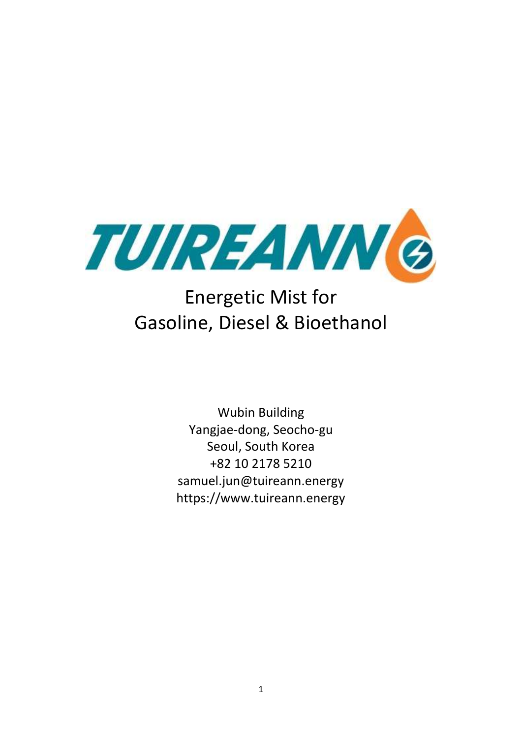# TUIREANN

## Energetic Mist for Gasoline, Diesel & Bioethanol

Wubin Building
Yangjae-dong, Seocho-gu
Seoul, South Korea
+82 10 2178 5210
samuel.jun@tuireann.energy
https://www.tuireann.energy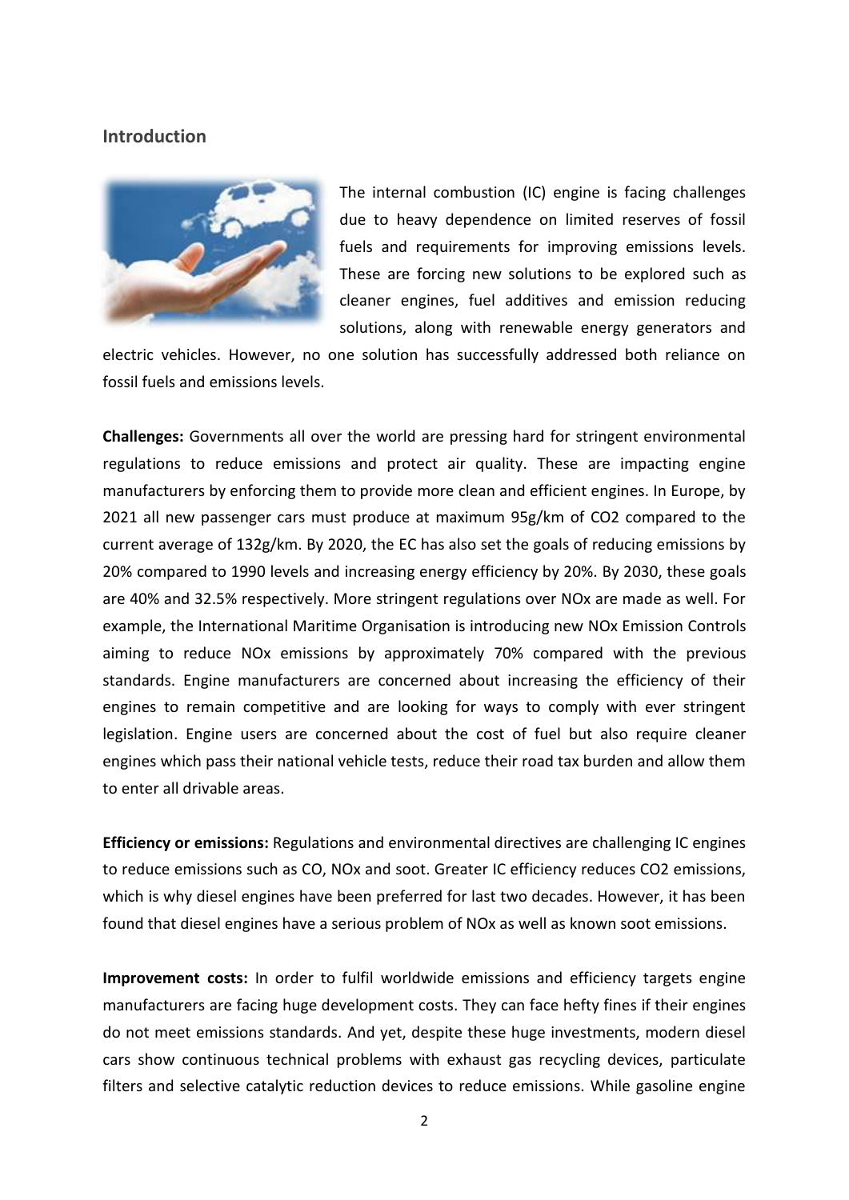## Introduction

The internal combustion (IC) engine is facing challenges due to heavy dependence on limited reserves of fossil fuels and requirements for improving emissions levels. These are forcing new solutions to be explored such as cleaner engines, fuel additives and emission reducing solutions, along with renewable energy generators and electric vehicles. However, no one solution has successfully addressed both reliance on fossil fuels and emissions levels.

**Challenges:** Governments all over the world are pressing hard for stringent environmental regulations to reduce emissions and protect air quality. These are impacting engine manufacturers by enforcing them to provide more clean and efficient engines. In Europe, by 2021 all new passenger cars must produce at maximum 95g/km of $CO_2$ compared to the current average of 132g/km. By 2020, the EC has also set the goals of reducing emissions by 20% compared to 1990 levels and increasing energy efficiency by 20%. By 2030, these goals are 40% and 32.5% respectively. More stringent regulations over $NO_x$ are made as well. For example, the International Maritime Organisation is introducing new $NO_x$ Emission Controls aiming to reduce $NO_x$ emissions by approximately 70% compared with the previous standards. Engine manufacturers are concerned about increasing the efficiency of their engines to remain competitive and are looking for ways to comply with ever stringent legislation. Engine users are concerned about the cost of fuel but also require cleaner engines which pass their national vehicle tests, reduce their road tax burden and allow them to enter all drivable areas.

**Efficiency or emissions:** Regulations and environmental directives are challenging IC engines to reduce emissions such as CO, $NO_x$ and soot. Greater IC efficiency reduces $CO_2$ emissions, which is why diesel engines have been preferred for last two decades. However, it has been found that diesel engines have a serious problem of $NO_x$ as well as known soot emissions.

**Improvement costs:** In order to fulfil worldwide emissions and efficiency targets engine manufacturers are facing huge development costs. They can face hefty fines if their engines do not meet emissions standards. And yet, despite these huge investments, modern diesel cars show continuous technical problems with exhaust gas recycling devices, particulate filters and selective catalytic reduction devices to reduce emissions. While gasoline engine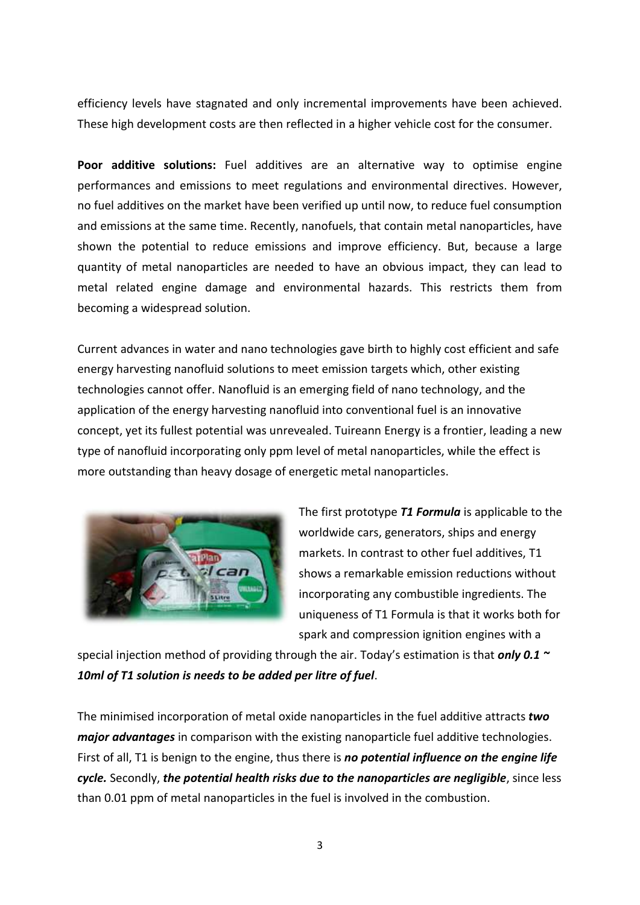efficiency levels have stagnated and only incremental improvements have been achieved. These high development costs are then reflected in a higher vehicle cost for the consumer.

**Poor additive solutions:** Fuel additives are an alternative way to optimise engine performances and emissions to meet regulations and environmental directives. However, no fuel additives on the market have been verified up until now, to reduce fuel consumption and emissions at the same time. Recently, nanofuels, that contain metal nanoparticles, have shown the potential to reduce emissions and improve efficiency. But, because a large quantity of metal nanoparticles are needed to have an obvious impact, they can lead to metal related engine damage and environmental hazards. This restricts them from becoming a widespread solution.

Current advances in water and nano technologies gave birth to highly cost efficient and safe energy harvesting nanofluid solutions to meet emission targets which, other existing technologies cannot offer. Nanofluid is an emerging field of nano technology, and the application of the energy harvesting nanofluid into conventional fuel is an innovative concept, yet its fullest potential was unrevealed. Tuireann Energy is a frontier, leading a new type of nanofluid incorporating only ppm level of metal nanoparticles, while the effect is more outstanding than heavy dosage of energetic metal nanoparticles.

The first prototype ***T1 Formula*** is applicable to the worldwide cars, generators, ships and energy markets. In contrast to other fuel additives, T1 shows a remarkable emission reductions without incorporating any combustible ingredients. The uniqueness of T1 Formula is that it works both for spark and compression ignition engines with a special injection method of providing through the air. Today's estimation is that ***only 0.1 ~ 10ml of T1 solution is needs to be added per litre of fuel***.

The minimised incorporation of metal oxide nanoparticles in the fuel additive attracts ***two major advantages*** in comparison with the existing nanoparticle fuel additive technologies. First of all, T1 is benign to the engine, thus there is ***no potential influence on the engine life cycle.*** Secondly, ***the potential health risks due to the nanoparticles are negligible***, since less than 0.01 ppm of metal nanoparticles in the fuel is involved in the combustion.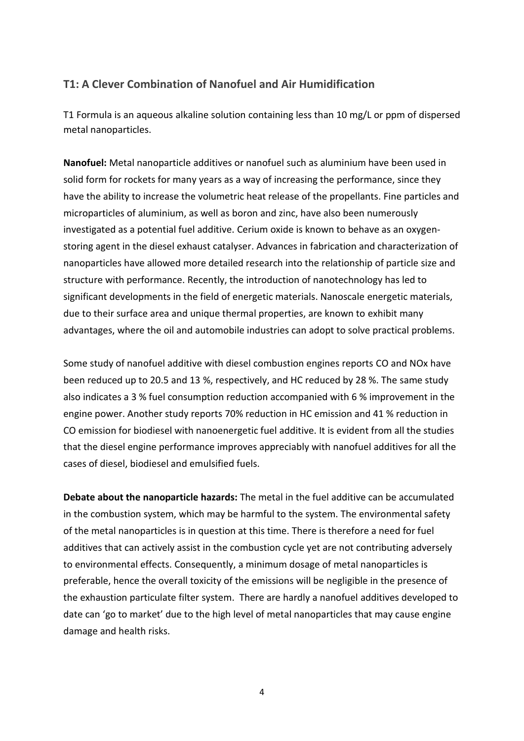## T1: A Clever Combination of Nanofuel and Air Humidification

T1 Formula is an aqueous alkaline solution containing less than 10 mg/L or ppm of dispersed metal nanoparticles.

**Nanofuel:** Metal nanoparticle additives or nanofuel such as aluminium have been used in solid form for rockets for many years as a way of increasing the performance, since they have the ability to increase the volumetric heat release of the propellants. Fine particles and microparticles of aluminium, as well as boron and zinc, have also been numerously investigated as a potential fuel additive. Cerium oxide is known to behave as an oxygen-storing agent in the diesel exhaust catalyser. Advances in fabrication and characterization of nanoparticles have allowed more detailed research into the relationship of particle size and structure with performance. Recently, the introduction of nanotechnology has led to significant developments in the field of energetic materials. Nanoscale energetic materials, due to their surface area and unique thermal properties, are known to exhibit many advantages, where the oil and automobile industries can adopt to solve practical problems.

Some study of nanofuel additive with diesel combustion engines reports CO and NOx have been reduced up to 20.5 and 13 %, respectively, and HC reduced by 28 %. The same study also indicates a 3 % fuel consumption reduction accompanied with 6 % improvement in the engine power. Another study reports 70% reduction in HC emission and 41 % reduction in CO emission for biodiesel with nanoenergetic fuel additive. It is evident from all the studies that the diesel engine performance improves appreciably with nanofuel additives for all the cases of diesel, biodiesel and emulsified fuels.

**Debate about the nanoparticle hazards:** The metal in the fuel additive can be accumulated in the combustion system, which may be harmful to the system. The environmental safety of the metal nanoparticles is in question at this time. There is therefore a need for fuel additives that can actively assist in the combustion cycle yet are not contributing adversely to environmental effects. Consequently, a minimum dosage of metal nanoparticles is preferable, hence the overall toxicity of the emissions will be negligible in the presence of the exhaustion particulate filter system. There are hardly a nanofuel additives developed to date can 'go to market' due to the high level of metal nanoparticles that may cause engine damage and health risks.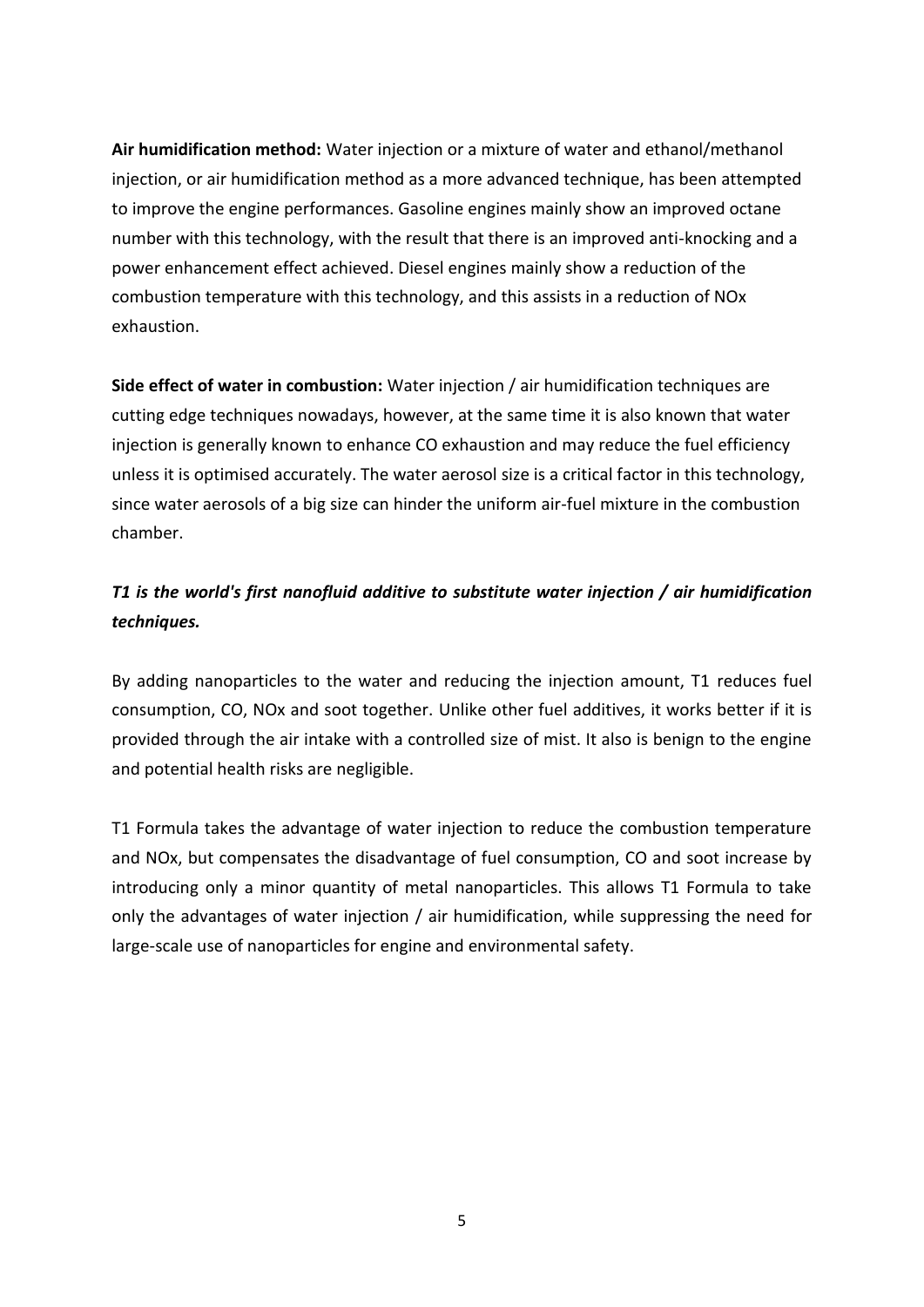**Air humidification method:** Water injection or a mixture of water and ethanol/methanol injection, or air humidification method as a more advanced technique, has been attempted to improve the engine performances. Gasoline engines mainly show an improved octane number with this technology, with the result that there is an improved anti-knocking and a power enhancement effect achieved. Diesel engines mainly show a reduction of the combustion temperature with this technology, and this assists in a reduction of NOx exhaustion.

**Side effect of water in combustion:** Water injection / air humidification techniques are cutting edge techniques nowadays, however, at the same time it is also known that water injection is generally known to enhance CO exhaustion and may reduce the fuel efficiency unless it is optimised accurately. The water aerosol size is a critical factor in this technology, since water aerosols of a big size can hinder the uniform air-fuel mixture in the combustion chamber.

***T1 is the world's first nanofluid additive to substitute water injection / air humidification techniques.***

By adding nanoparticles to the water and reducing the injection amount, T1 reduces fuel consumption, CO, NOx and soot together. Unlike other fuel additives, it works better if it is provided through the air intake with a controlled size of mist. It also is benign to the engine and potential health risks are negligible.

T1 Formula takes the advantage of water injection to reduce the combustion temperature and NOx, but compensates the disadvantage of fuel consumption, CO and soot increase by introducing only a minor quantity of metal nanoparticles. This allows T1 Formula to take only the advantages of water injection / air humidification, while suppressing the need for large-scale use of nanoparticles for engine and environmental safety.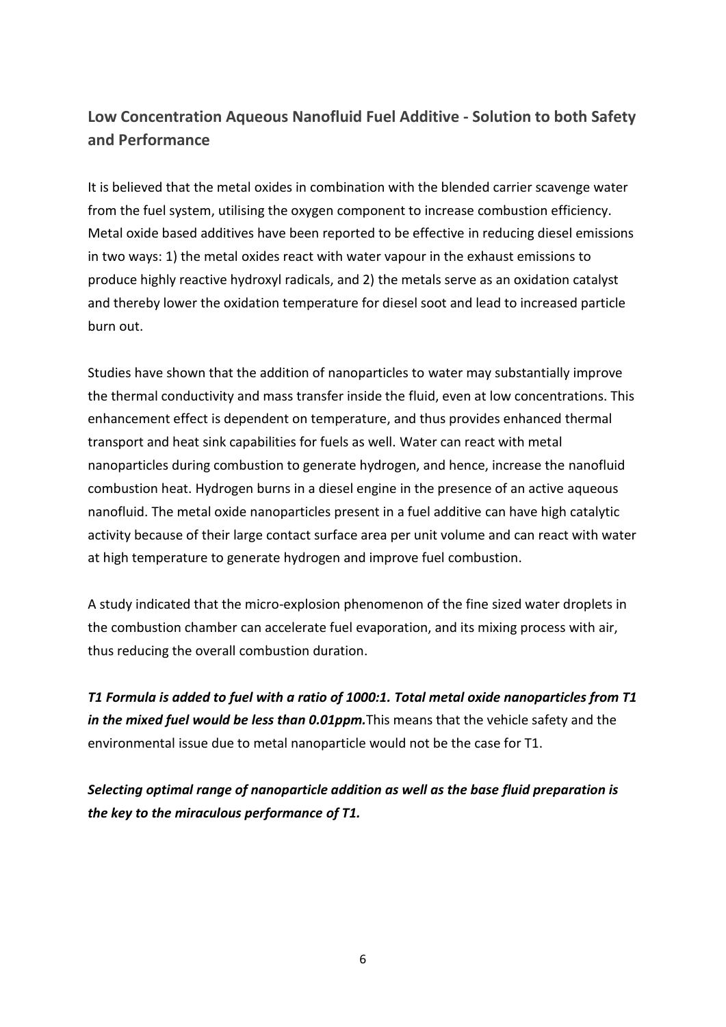## Low Concentration Aqueous Nanofluid Fuel Additive - Solution to both Safety and Performance

It is believed that the metal oxides in combination with the blended carrier scavenge water from the fuel system, utilising the oxygen component to increase combustion efficiency. Metal oxide based additives have been reported to be effective in reducing diesel emissions in two ways: 1) the metal oxides react with water vapour in the exhaust emissions to produce highly reactive hydroxyl radicals, and 2) the metals serve as an oxidation catalyst and thereby lower the oxidation temperature for diesel soot and lead to increased particle burn out.

Studies have shown that the addition of nanoparticles to water may substantially improve the thermal conductivity and mass transfer inside the fluid, even at low concentrations. This enhancement effect is dependent on temperature, and thus provides enhanced thermal transport and heat sink capabilities for fuels as well. Water can react with metal nanoparticles during combustion to generate hydrogen, and hence, increase the nanofluid combustion heat. Hydrogen burns in a diesel engine in the presence of an active aqueous nanofluid. The metal oxide nanoparticles present in a fuel additive can have high catalytic activity because of their large contact surface area per unit volume and can react with water at high temperature to generate hydrogen and improve fuel combustion.

A study indicated that the micro-explosion phenomenon of the fine sized water droplets in the combustion chamber can accelerate fuel evaporation, and its mixing process with air, thus reducing the overall combustion duration.

***T1 Formula is added to fuel with a ratio of 1000:1. Total metal oxide nanoparticles from T1 in the mixed fuel would be less than 0.01ppm.*** This means that the vehicle safety and the environmental issue due to metal nanoparticle would not be the case for T1.

***Selecting optimal range of nanoparticle addition as well as the base fluid preparation is the key to the miraculous performance of T1.***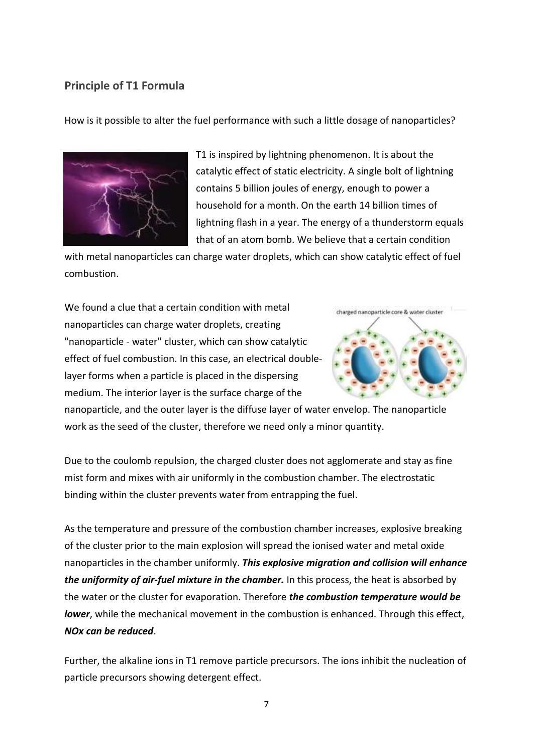## Principle of T1 Formula

How is it possible to alter the fuel performance with such a little dosage of nanoparticles?

T1 is inspired by lightning phenomenon. It is about the catalytic effect of static electricity. A single bolt of lightning contains 5 billion joules of energy, enough to power a household for a month. On the earth 14 billion times of lightning flash in a year. The energy of a thunderstorm equals that of an atom bomb. We believe that a certain condition with metal nanoparticles can charge water droplets, which can show catalytic effect of fuel combustion.

We found a clue that a certain condition with metal nanoparticles can charge water droplets, creating "nanoparticle - water" cluster, which can show catalytic effect of fuel combustion. In this case, an electrical double-layer forms when a particle is placed in the dispersing medium. The interior layer is the surface charge of the nanoparticle, and the outer layer is the diffuse layer of water envelop. The nanoparticle work as the seed of the cluster, therefore we need only a minor quantity.

Due to the coulomb repulsion, the charged cluster does not agglomerate and stay as fine mist form and mixes with air uniformly in the combustion chamber. The electrostatic binding within the cluster prevents water from entrapping the fuel.

As the temperature and pressure of the combustion chamber increases, explosive breaking of the cluster prior to the main explosion will spread the ionised water and metal oxide nanoparticles in the chamber uniformly. ***This explosive migration and collision will enhance the uniformity of air-fuel mixture in the chamber.*** In this process, the heat is absorbed by the water or the cluster for evaporation. Therefore ***the combustion temperature would be lower***, while the mechanical movement in the combustion is enhanced. Through this effect, ***NOx can be reduced***.

Further, the alkaline ions in T1 remove particle precursors. The ions inhibit the nucleation of particle precursors showing detergent effect.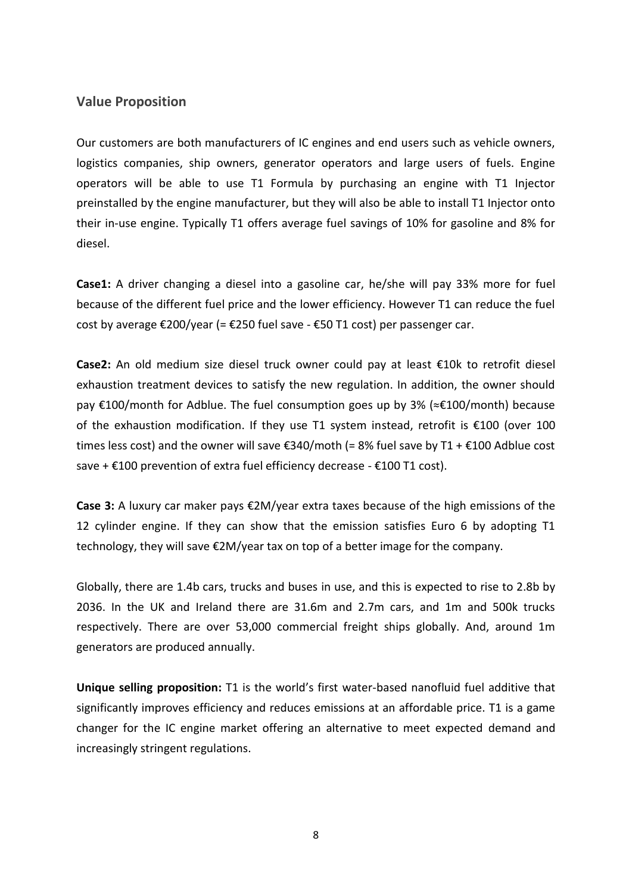## Value Proposition

Our customers are both manufacturers of IC engines and end users such as vehicle owners, logistics companies, ship owners, generator operators and large users of fuels. Engine operators will be able to use T1 Formula by purchasing an engine with T1 Injector preinstalled by the engine manufacturer, but they will also be able to install T1 Injector onto their in-use engine. Typically T1 offers average fuel savings of 10% for gasoline and 8% for diesel.

**Case1:** A driver changing a diesel into a gasoline car, he/she will pay 33% more for fuel because of the different fuel price and the lower efficiency. However T1 can reduce the fuel cost by average €200/year (= €250 fuel save - €50 T1 cost) per passenger car.

**Case2:** An old medium size diesel truck owner could pay at least €10k to retrofit diesel exhaustion treatment devices to satisfy the new regulation. In addition, the owner should pay €100/month for Adblue. The fuel consumption goes up by 3% (≈€100/month) because of the exhaustion modification. If they use T1 system instead, retrofit is €100 (over 100 times less cost) and the owner will save €340/moth (= 8% fuel save by T1 + €100 Adblue cost save + €100 prevention of extra fuel efficiency decrease - €100 T1 cost).

**Case 3:** A luxury car maker pays €2M/year extra taxes because of the high emissions of the 12 cylinder engine. If they can show that the emission satisfies Euro 6 by adopting T1 technology, they will save €2M/year tax on top of a better image for the company.

Globally, there are 1.4b cars, trucks and buses in use, and this is expected to rise to 2.8b by 2036. In the UK and Ireland there are 31.6m and 2.7m cars, and 1m and 500k trucks respectively. There are over 53,000 commercial freight ships globally. And, around 1m generators are produced annually.

**Unique selling proposition:** T1 is the world's first water-based nanofluid fuel additive that significantly improves efficiency and reduces emissions at an affordable price. T1 is a game changer for the IC engine market offering an alternative to meet expected demand and increasingly stringent regulations.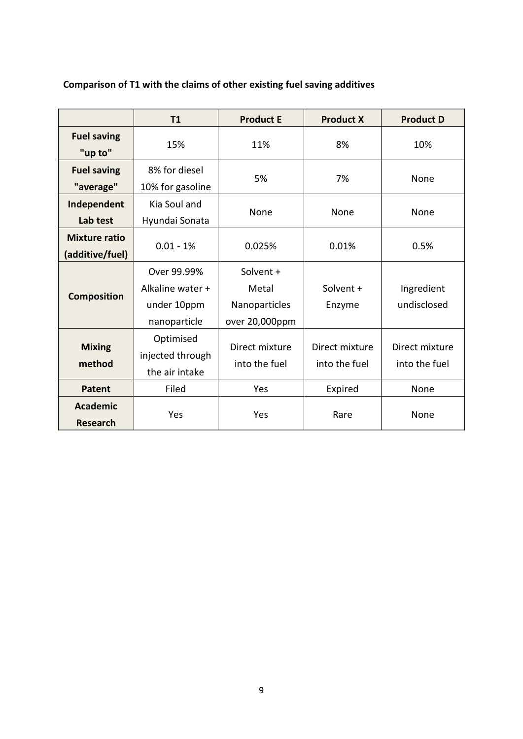**Comparison of T1 with the claims of other existing fuel saving additives**

| | T1 | Product E | Product X | Product D |
|---|---|---|---|---|
| **Fuel saving "up to"** | 15% | 11% | 8% | 10% |
| **Fuel saving "average"** | 8% for diesel 10% for gasoline | 5% | 7% | None |
| **Independent Lab test** | Kia Soul and Hyundai Sonata | None | None | None |
| **Mixture ratio (additive/fuel)** | 0.01 - 1% | 0.025% | 0.01% | 0.5% |
| **Composition** | Over 99.99% Alkaline water + under 10ppm nanoparticle | Solvent + Metal Nanoparticles over 20,000ppm | Solvent + Enzyme | Ingredient undisclosed |
| **Mixing method** | Optimised injected through the air intake | Direct mixture into the fuel | Direct mixture into the fuel | Direct mixture into the fuel |
| **Patent** | Filed | Yes | Expired | None |
| **Academic Research** | Yes | Yes | Rare | None |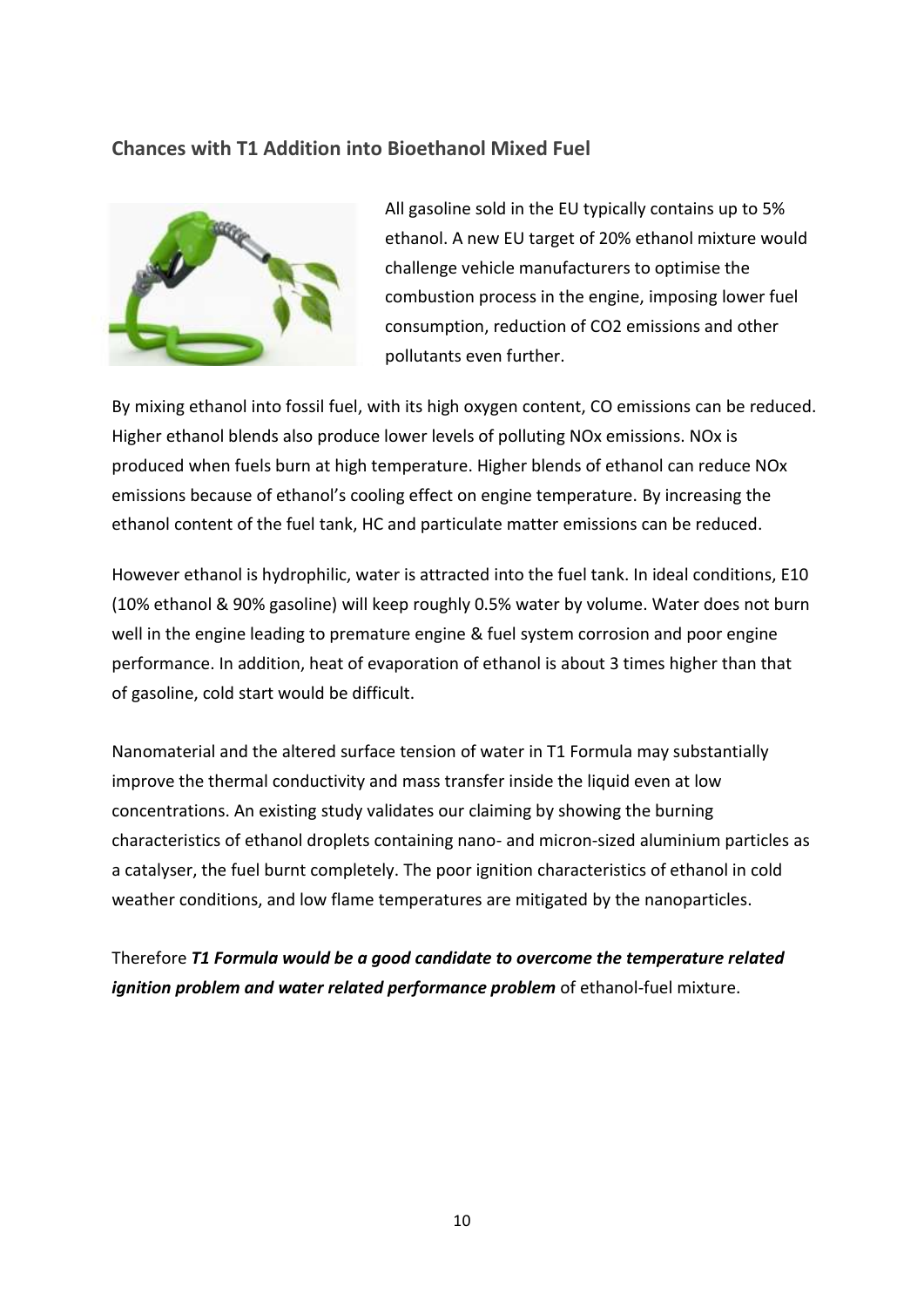## Chances with T1 Addition into Bioethanol Mixed Fuel

All gasoline sold in the EU typically contains up to 5% ethanol. A new EU target of 20% ethanol mixture would challenge vehicle manufacturers to optimise the combustion process in the engine, imposing lower fuel consumption, reduction of $CO_2$ emissions and other pollutants even further.

By mixing ethanol into fossil fuel, with its high oxygen content, CO emissions can be reduced. Higher ethanol blends also produce lower levels of polluting $NO_x$ emissions. $NO_x$ is produced when fuels burn at high temperature. Higher blends of ethanol can reduce $NO_x$ emissions because of ethanol's cooling effect on engine temperature. By increasing the ethanol content of the fuel tank, HC and particulate matter emissions can be reduced.

However ethanol is hydrophilic, water is attracted into the fuel tank. In ideal conditions, E10 (10% ethanol & 90% gasoline) will keep roughly 0.5% water by volume. Water does not burn well in the engine leading to premature engine & fuel system corrosion and poor engine performance. In addition, heat of evaporation of ethanol is about 3 times higher than that of gasoline, cold start would be difficult.

Nanomaterial and the altered surface tension of water in T1 Formula may substantially improve the thermal conductivity and mass transfer inside the liquid even at low concentrations. An existing study validates our claiming by showing the burning characteristics of ethanol droplets containing nano- and micron-sized aluminium particles as a catalyser, the fuel burnt completely. The poor ignition characteristics of ethanol in cold weather conditions, and low flame temperatures are mitigated by the nanoparticles.

Therefore ***T1 Formula would be a good candidate to overcome the temperature related ignition problem and water related performance problem*** of ethanol-fuel mixture.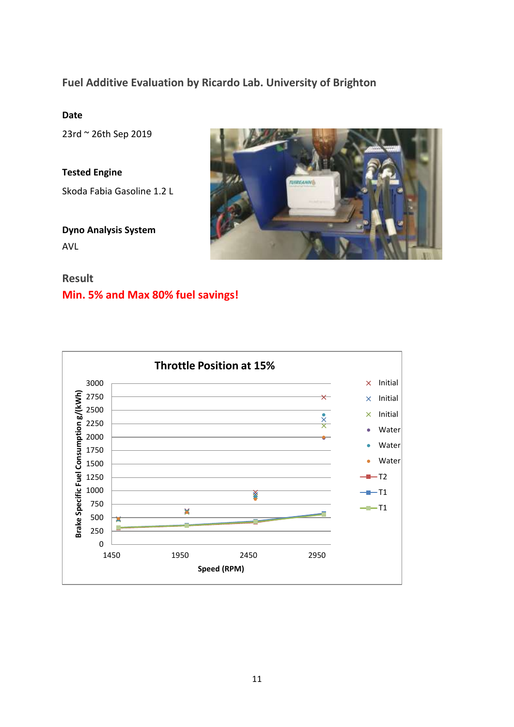## Fuel Additive Evaluation by Ricardo Lab. University of Brighton

**Date**

23rd ~ 26th Sep 2019

**Tested Engine**

Skoda Fabia Gasoline 1.2 L

**Dyno Analysis System**

AVL

### Result

**Min. 5% and Max 80% fuel savings!**

**Throttle Position at 15%**

Brake Specific Fuel Consumption g/(kWh)

Speed (RPM)

Legend: Initial, Initial, Initial, Water, Water, Water, T2, T1, T1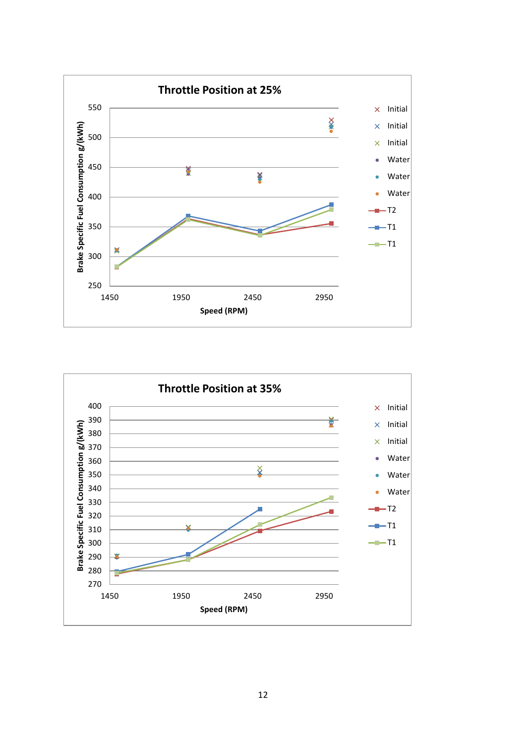**Throttle Position at 25%**

Brake Specific Fuel Consumption g/(kWh)

550
500
450
400
350
300
250

1450 1950 2450 2950

Speed (RPM)

× Initial
× Initial
× Initial
● Water
● Water
● Water
T2
T1
T1

**Throttle Position at 35%**

Brake Specific Fuel Consumption g/(kWh)

400
390
380
370
360
350
340
330
320
310
300
290
280
270

1450 1950 2450 2950

Speed (RPM)

× Initial
× Initial
× Initial
● Water
● Water
● Water
T2
T1
T1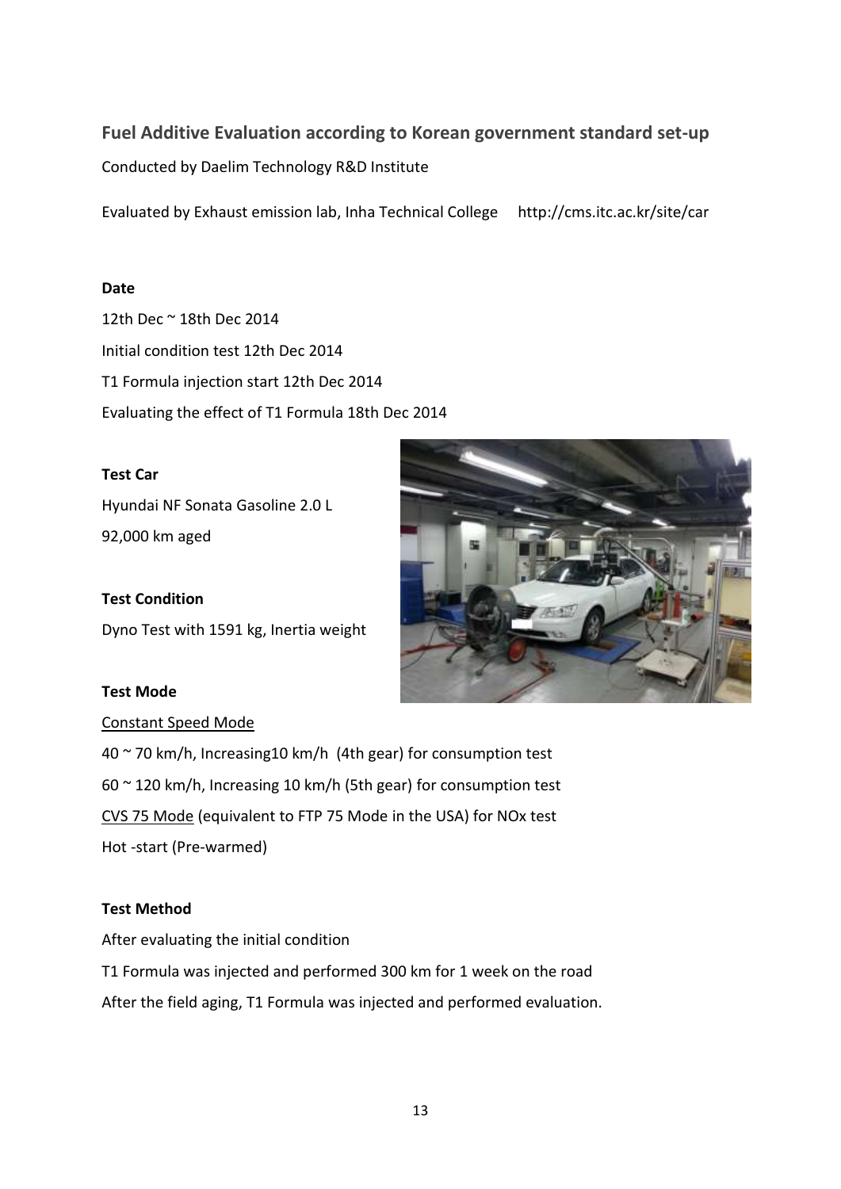## Fuel Additive Evaluation according to Korean government standard set-up

Conducted by Daelim Technology R&D Institute

Evaluated by Exhaust emission lab, Inha Technical College http://cms.itc.ac.kr/site/car

**Date**

12th Dec ~ 18th Dec 2014

Initial condition test 12th Dec 2014

T1 Formula injection start 12th Dec 2014

Evaluating the effect of T1 Formula 18th Dec 2014

**Test Car**

Hyundai NF Sonata Gasoline 2.0 L

92,000 km aged

**Test Condition**

Dyno Test with 1591 kg, Inertia weight

**Test Mode**

Constant Speed Mode

40 ~ 70 km/h, Increasing10 km/h (4th gear) for consumption test

60 ~ 120 km/h, Increasing 10 km/h (5th gear) for consumption test

CVS 75 Mode (equivalent to FTP 75 Mode in the USA) for NOx test

Hot -start (Pre-warmed)

**Test Method**

After evaluating the initial condition

T1 Formula was injected and performed 300 km for 1 week on the road

After the field aging, T1 Formula was injected and performed evaluation.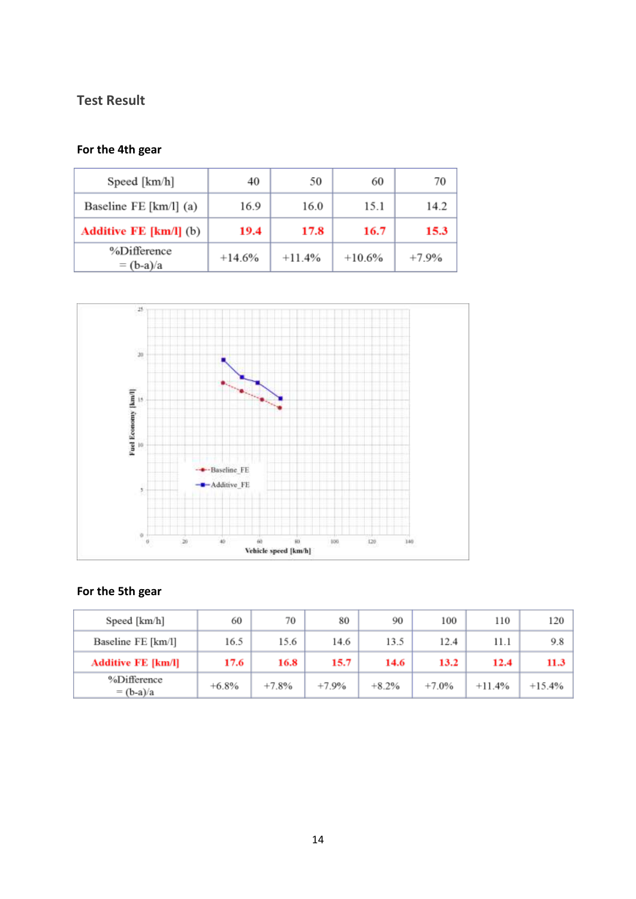## Test Result

### For the 4th gear

| Speed [km/h] | 40 | 50 | 60 | 70 |
|---|---|---|---|---|
| Baseline FE [km/l] (a) | 16.9 | 16.0 | 15.1 | 14.2 |
| **Additive FE [km/l]** (b) | **19.4** | **17.8** | **16.7** | **15.3** |
| %Difference = (b-a)/a | +14.6% | +11.4% | +10.6% | +7.9% |

### For the 5th gear

| Speed [km/h] | 60 | 70 | 80 | 90 | 100 | 110 | 120 |
|---|---|---|---|---|---|---|---|
| Baseline FE [km/l] | 16.5 | 15.6 | 14.6 | 13.5 | 12.4 | 11.1 | 9.8 |
| **Additive FE [km/l]** | **17.6** | **16.8** | **15.7** | **14.6** | **13.2** | **12.4** | **11.3** |
| %Difference = (b-a)/a | +6.8% | +7.8% | +7.9% | +8.2% | +7.0% | +11.4% | +15.4% |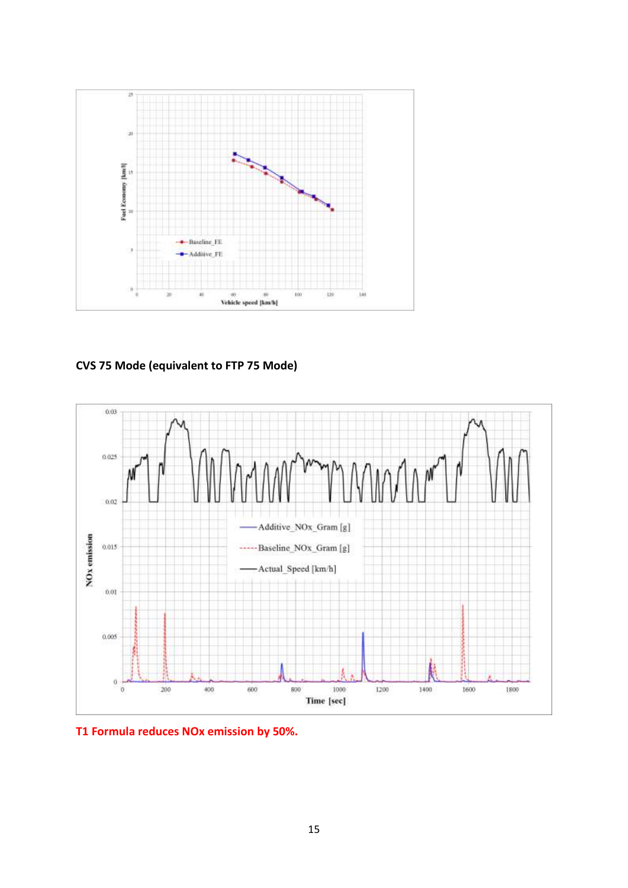**CVS 75 Mode (equivalent to FTP 75 Mode)**

**T1 Formula reduces NOx emission by 50%.**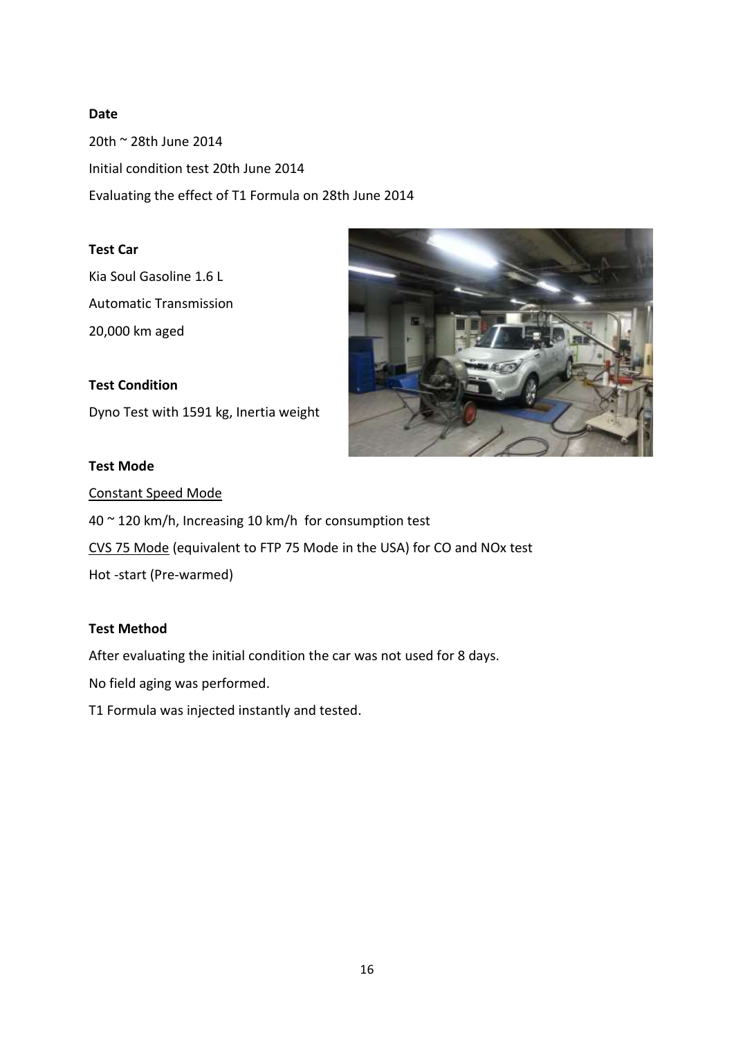**Date**

20th ~ 28th June 2014

Initial condition test 20th June 2014

Evaluating the effect of T1 Formula on 28th June 2014

**Test Car**

Kia Soul Gasoline 1.6 L

Automatic Transmission

20,000 km aged

**Test Condition**

Dyno Test with 1591 kg, Inertia weight

**Test Mode**

Constant Speed Mode

40 ~ 120 km/h, Increasing 10 km/h for consumption test

CVS 75 Mode (equivalent to FTP 75 Mode in the USA) for CO and NOx test

Hot -start (Pre-warmed)

**Test Method**

After evaluating the initial condition the car was not used for 8 days.

No field aging was performed.

T1 Formula was injected instantly and tested.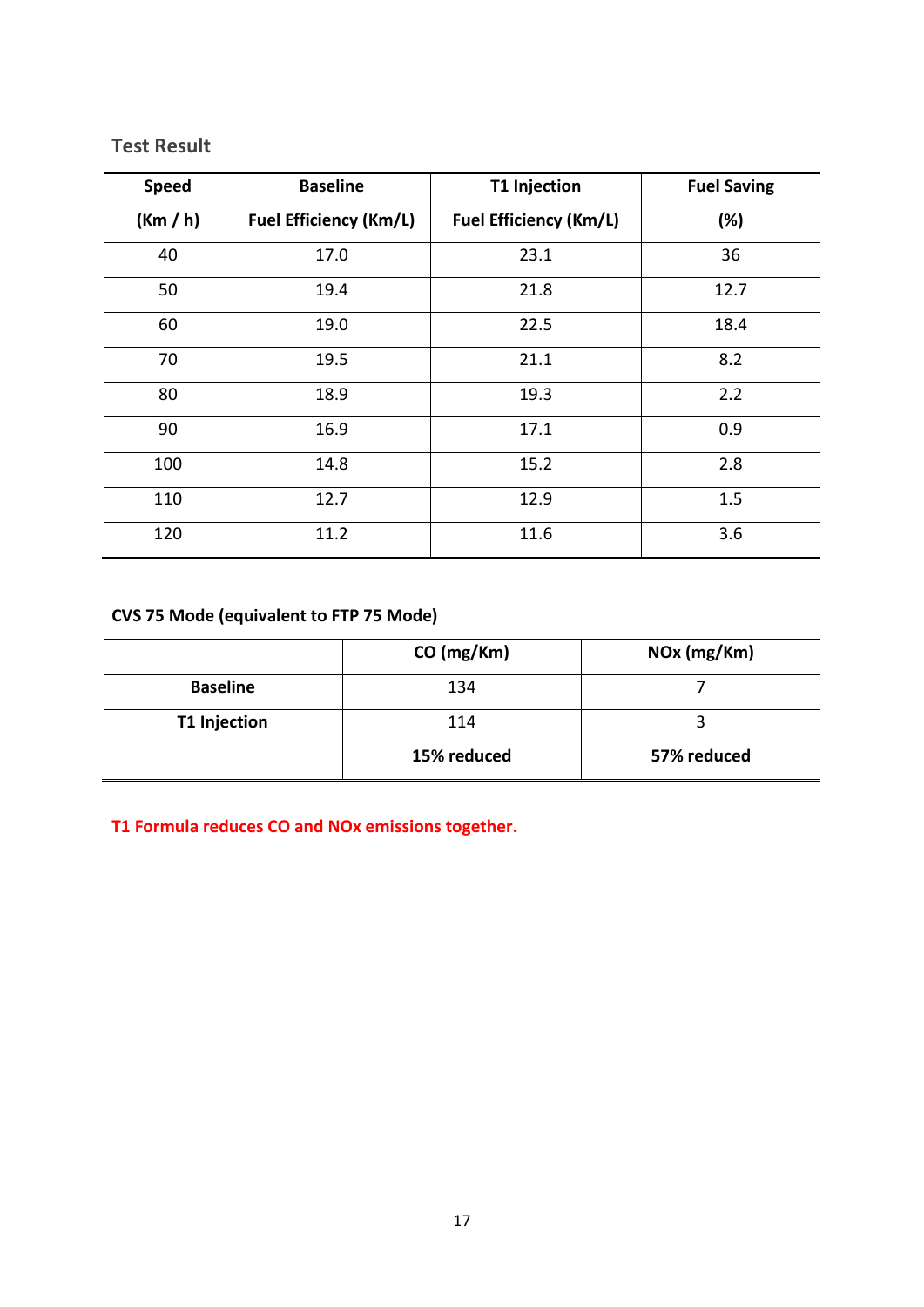## Test Result

| Speed (Km / h) | Baseline Fuel Efficiency (Km/L) | T1 Injection Fuel Efficiency (Km/L) | Fuel Saving (%) |
|---|---|---|---|
| 40 | 17.0 | 23.1 | 36 |
| 50 | 19.4 | 21.8 | 12.7 |
| 60 | 19.0 | 22.5 | 18.4 |
| 70 | 19.5 | 21.1 | 8.2 |
| 80 | 18.9 | 19.3 | 2.2 |
| 90 | 16.9 | 17.1 | 0.9 |
| 100 | 14.8 | 15.2 | 2.8 |
| 110 | 12.7 | 12.9 | 1.5 |
| 120 | 11.2 | 11.6 | 3.6 |

**CVS 75 Mode (equivalent to FTP 75 Mode)**

| | CO (mg/Km) | NOx (mg/Km) |
|---|---|---|
| **Baseline** | 134 | 7 |
| **T1 Injection** | 114 **15% reduced** | 3 **57% reduced** |

**T1 Formula reduces CO and NOx emissions together.**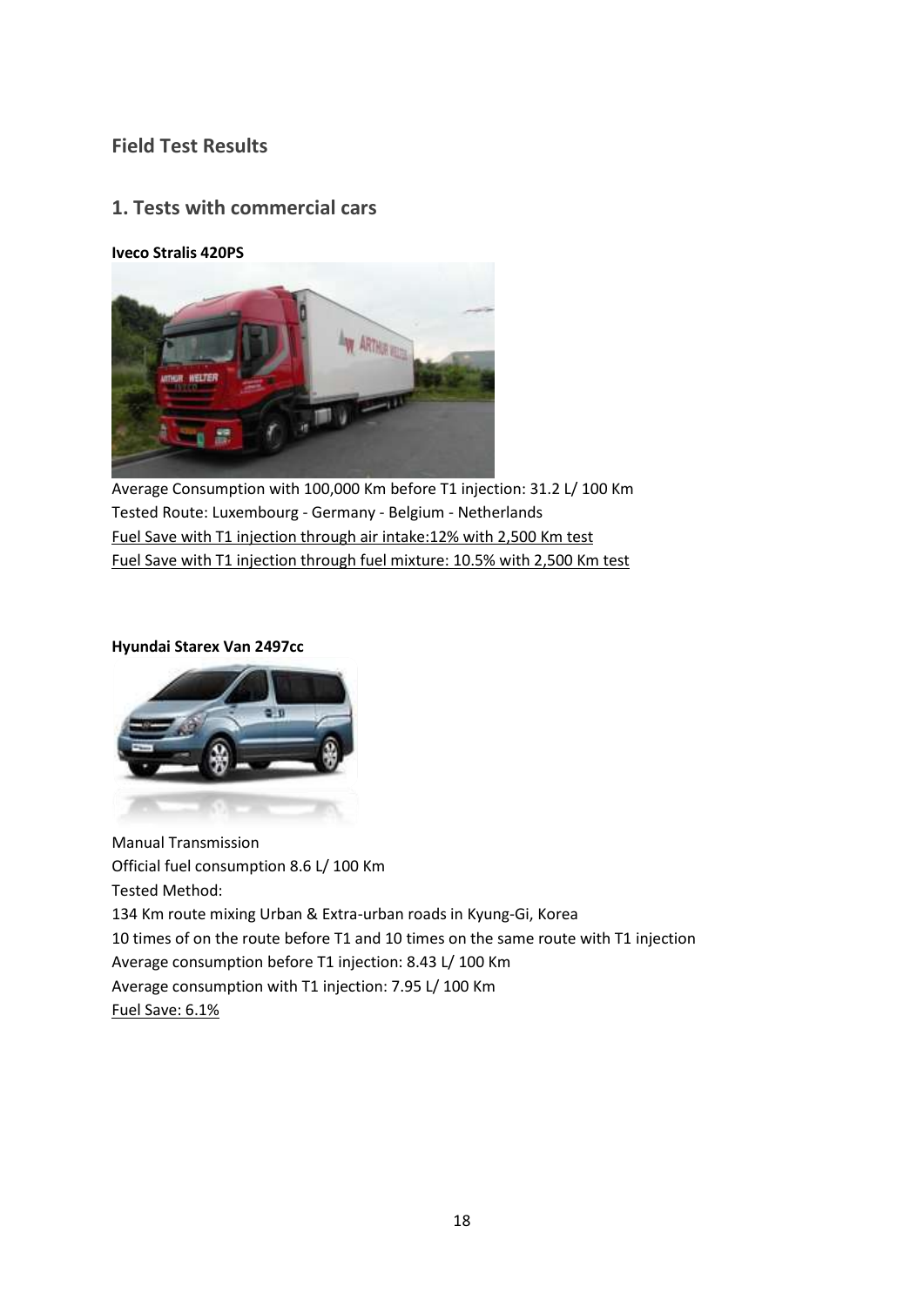## Field Test Results

## 1. Tests with commercial cars

**Iveco Stralis 420PS**

Average Consumption with 100,000 Km before T1 injection: 31.2 L/ 100 Km
Tested Route: Luxembourg - Germany - Belgium - Netherlands
Fuel Save with T1 injection through air intake:12% with 2,500 Km test
Fuel Save with T1 injection through fuel mixture: 10.5% with 2,500 Km test

**Hyundai Starex Van 2497cc**

Manual Transmission
Official fuel consumption 8.6 L/ 100 Km
Tested Method:
134 Km route mixing Urban & Extra-urban roads in Kyung-Gi, Korea
10 times of on the route before T1 and 10 times on the same route with T1 injection
Average consumption before T1 injection: 8.43 L/ 100 Km
Average consumption with T1 injection: 7.95 L/ 100 Km
Fuel Save: 6.1%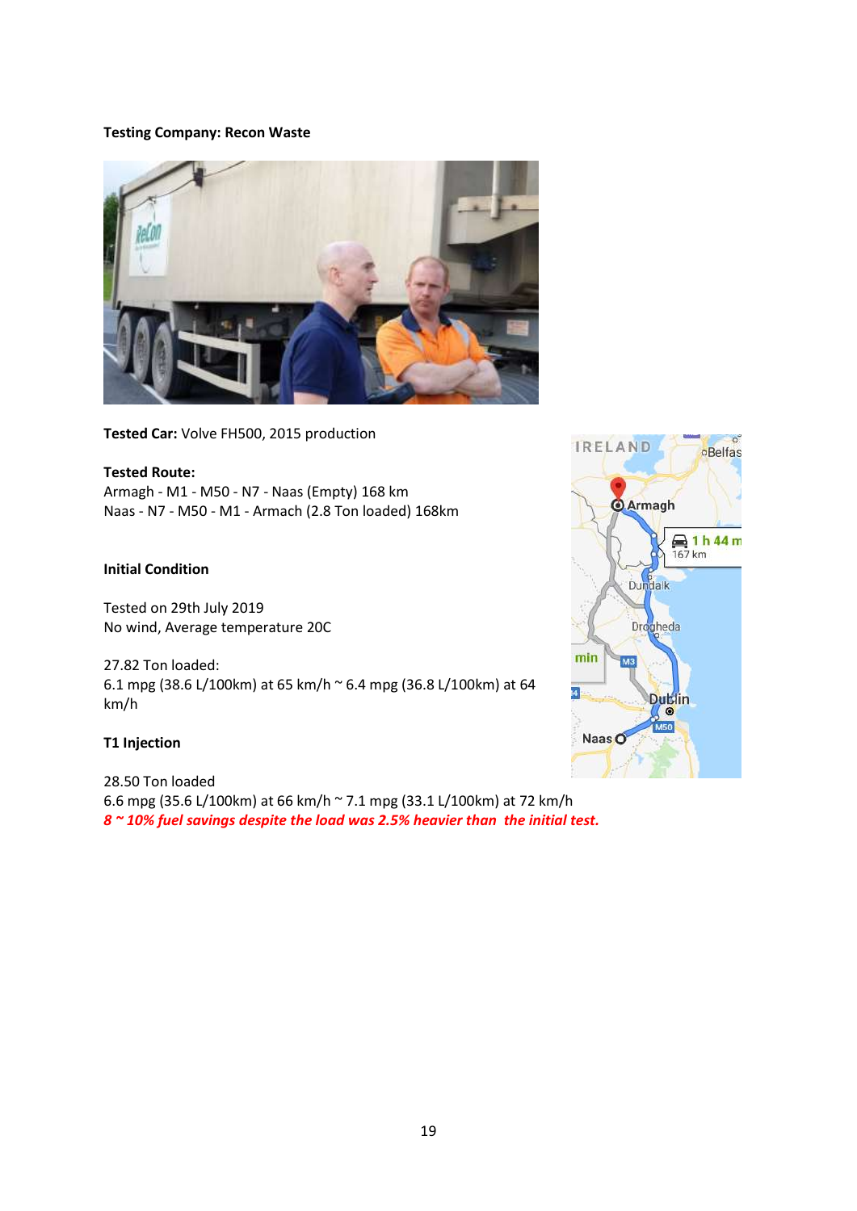**Testing Company: Recon Waste**

**Tested Car:** Volve FH500, 2015 production

**Tested Route:**
Armagh - M1 - M50 - N7 - Naas (Empty) 168 km
Naas - N7 - M50 - M1 - Armach (2.8 Ton loaded) 168km

**Initial Condition**

Tested on 29th July 2019
No wind, Average temperature 20C

27.82 Ton loaded:
6.1 mpg (38.6 L/100km) at 65 km/h ~ 6.4 mpg (36.8 L/100km) at 64 km/h

**T1 Injection**

28.50 Ton loaded
6.6 mpg (35.6 L/100km) at 66 km/h ~ 7.1 mpg (33.1 L/100km) at 72 km/h
***8 ~ 10% fuel savings despite the load was 2.5% heavier than the initial test.***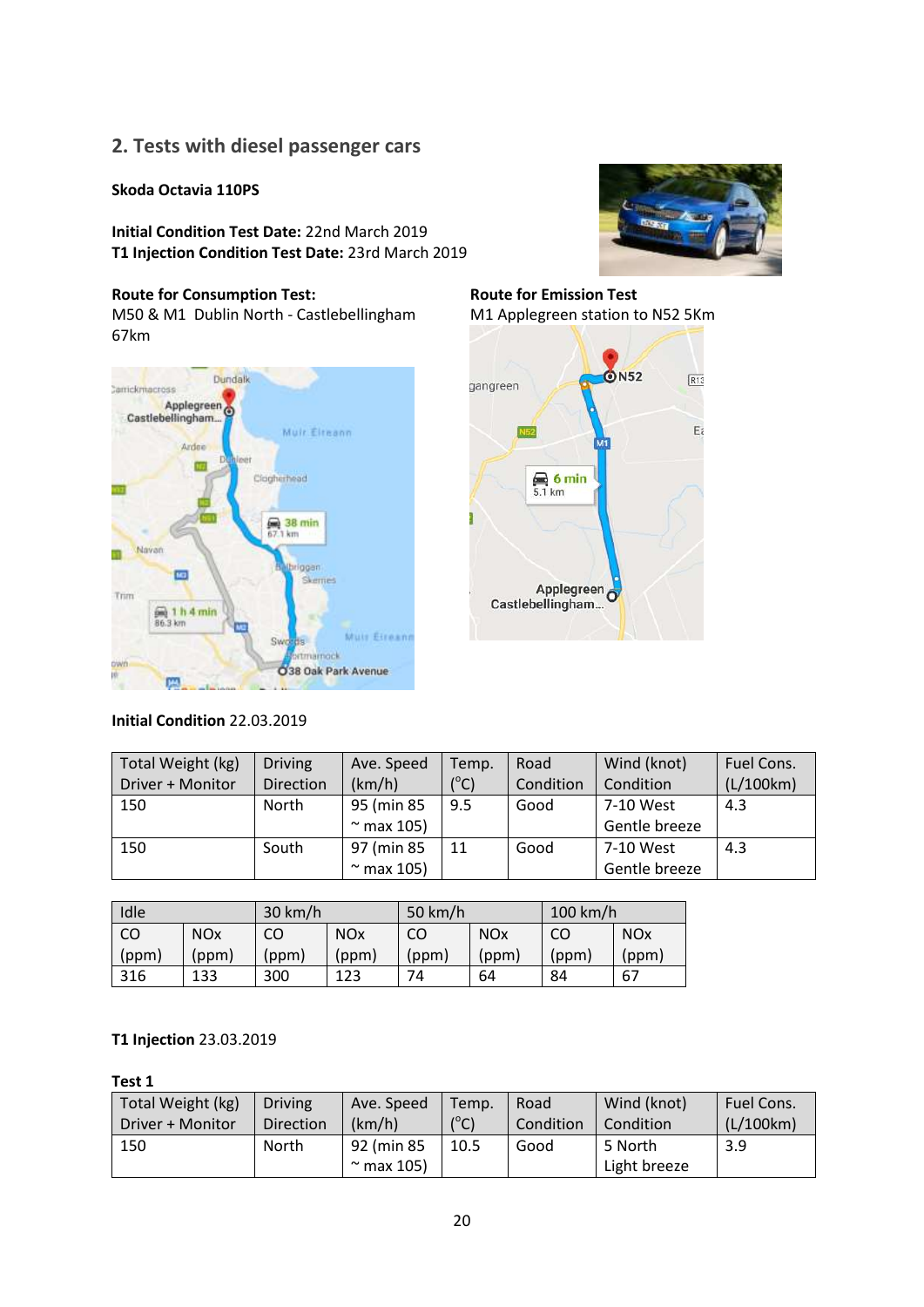## 2. Tests with diesel passenger cars

**Skoda Octavia 110PS**

**Initial Condition Test Date:** 22nd March 2019
**T1 Injection Condition Test Date:** 23rd March 2019

**Route for Consumption Test:**
M50 & M1 Dublin North - Castlebellingham
67km

**Route for Emission Test**
M1 Applegreen station to N52 5Km

**Initial Condition** 22.03.2019

| Total Weight (kg) Driver + Monitor | Driving Direction | Ave. Speed (km/h) | Temp. (°C) | Road Condition | Wind (knot) Condition | Fuel Cons. (L/100km) |
|---|---|---|---|---|---|---|
| 150 | North | 95 (min 85 ~ max 105) | 9.5 | Good | 7-10 West Gentle breeze | 4.3 |
| 150 | South | 97 (min 85 ~ max 105) | 11 | Good | 7-10 West Gentle breeze | 4.3 |

| Idle | | 30 km/h | | 50 km/h | | 100 km/h | |
|---|---|---|---|---|---|---|---|
| CO (ppm) | NOx (ppm) | CO (ppm) | NOx (ppm) | CO (ppm) | NOx (ppm) | CO (ppm) | NOx (ppm) |
| 316 | 133 | 300 | 123 | 74 | 64 | 84 | 67 |

**T1 Injection** 23.03.2019

**Test 1**

| Total Weight (kg) Driver + Monitor | Driving Direction | Ave. Speed (km/h) | Temp. (°C) | Road Condition | Wind (knot) Condition | Fuel Cons. (L/100km) |
|---|---|---|---|---|---|---|
| 150 | North | 92 (min 85 ~ max 105) | 10.5 | Good | 5 North Light breeze | 3.9 |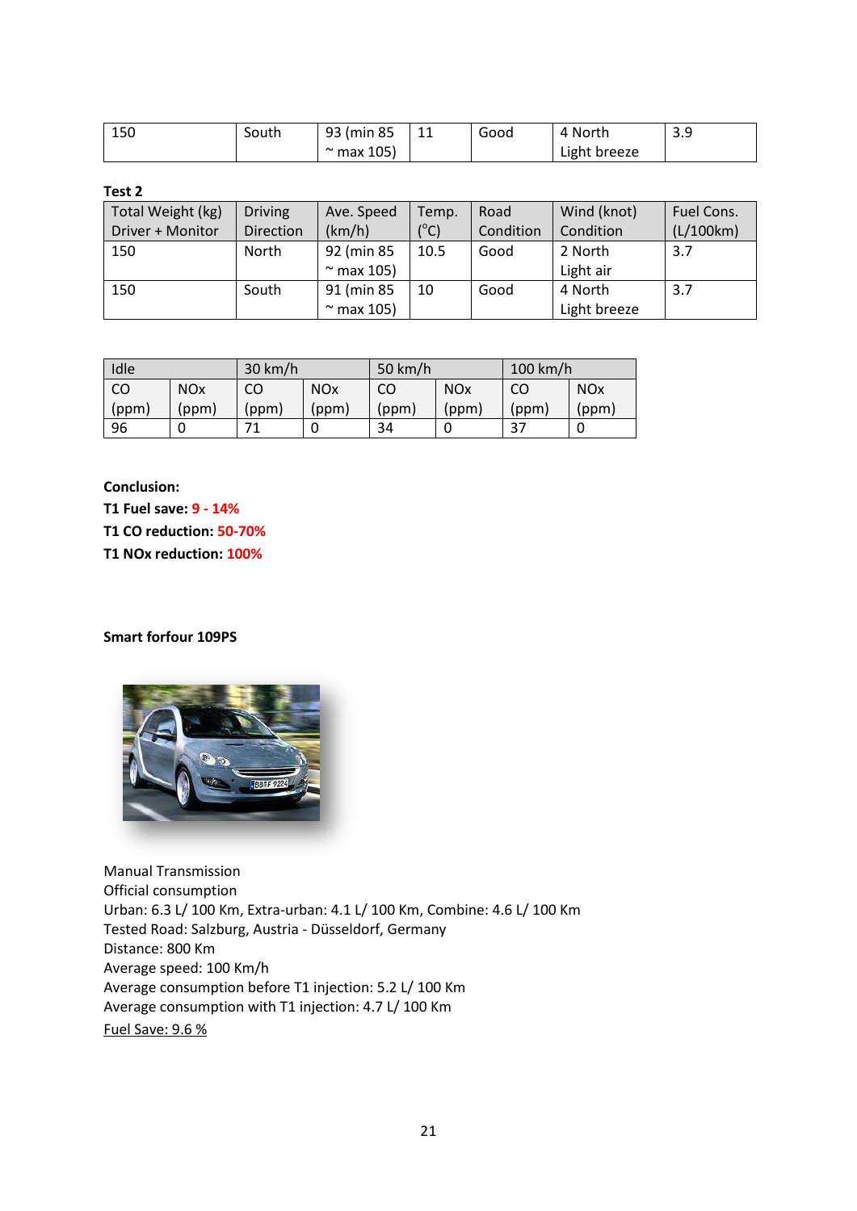| 150 | South | 93 (min 85 ~ max 105) | 11 | Good | 4 North Light breeze | 3.9 |
|---|---|---|---|---|---|---|

**Test 2**

| Total Weight (kg) Driver + Monitor | Driving Direction | Ave. Speed (km/h) | Temp. (°C) | Road Condition | Wind (knot) Condition | Fuel Cons. (L/100km) |
|---|---|---|---|---|---|---|
| 150 | North | 92 (min 85 ~ max 105) | 10.5 | Good | 2 North Light air | 3.7 |
| 150 | South | 91 (min 85 ~ max 105) | 10 | Good | 4 North Light breeze | 3.7 |

| Idle | | 30 km/h | | 50 km/h | | 100 km/h | |
|---|---|---|---|---|---|---|---|
| CO (ppm) | NOx (ppm) | CO (ppm) | NOx (ppm) | CO (ppm) | NOx (ppm) | CO (ppm) | NOx (ppm) |
| 96 | 0 | 71 | 0 | 34 | 0 | 37 | 0 |

**Conclusion:**

**T1 Fuel save: 9 - 14%**

**T1 CO reduction: 50-70%**

**T1 NOx reduction: 100%**

**Smart forfour 109PS**

Manual Transmission

Official consumption

Urban: 6.3 L/ 100 Km, Extra-urban: 4.1 L/ 100 Km, Combine: 4.6 L/ 100 Km

Tested Road: Salzburg, Austria - Düsseldorf, Germany

Distance: 800 Km

Average speed: 100 Km/h

Average consumption before T1 injection: 5.2 L/ 100 Km

Average consumption with T1 injection: 4.7 L/ 100 Km

Fuel Save: 9.6 %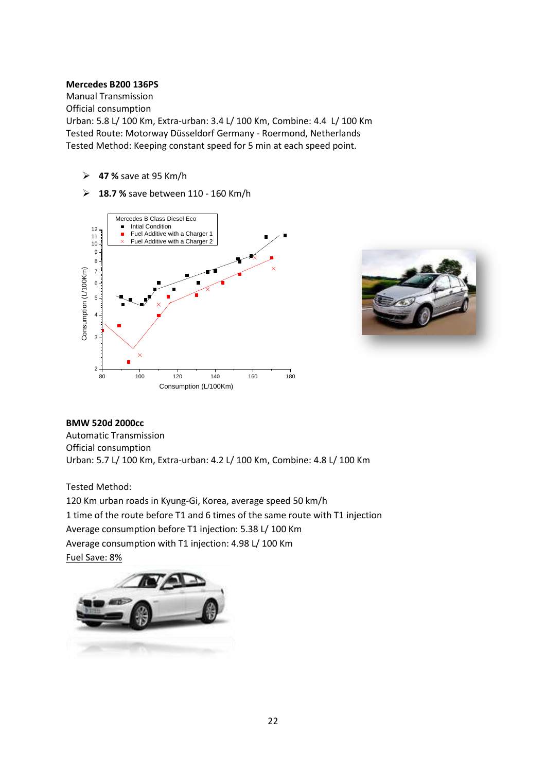**Mercedes B200 136PS**

Manual Transmission

Official consumption

Urban: 5.8 L/ 100 Km, Extra-urban: 3.4 L/ 100 Km, Combine: 4.4 L/ 100 Km

Tested Route: Motorway Düsseldorf Germany - Roermond, Netherlands

Tested Method: Keeping constant speed for 5 min at each speed point.

- **47 %** save at 95 Km/h
- **18.7 %** save between 110 - 160 Km/h

**BMW 520d 2000cc**

Automatic Transmission

Official consumption

Urban: 5.7 L/ 100 Km, Extra-urban: 4.2 L/ 100 Km, Combine: 4.8 L/ 100 Km

Tested Method:

120 Km urban roads in Kyung-Gi, Korea, average speed 50 km/h

1 time of the route before T1 and 6 times of the same route with T1 injection

Average consumption before T1 injection: 5.38 L/ 100 Km

Average consumption with T1 injection: 4.98 L/ 100 Km

Fuel Save: 8%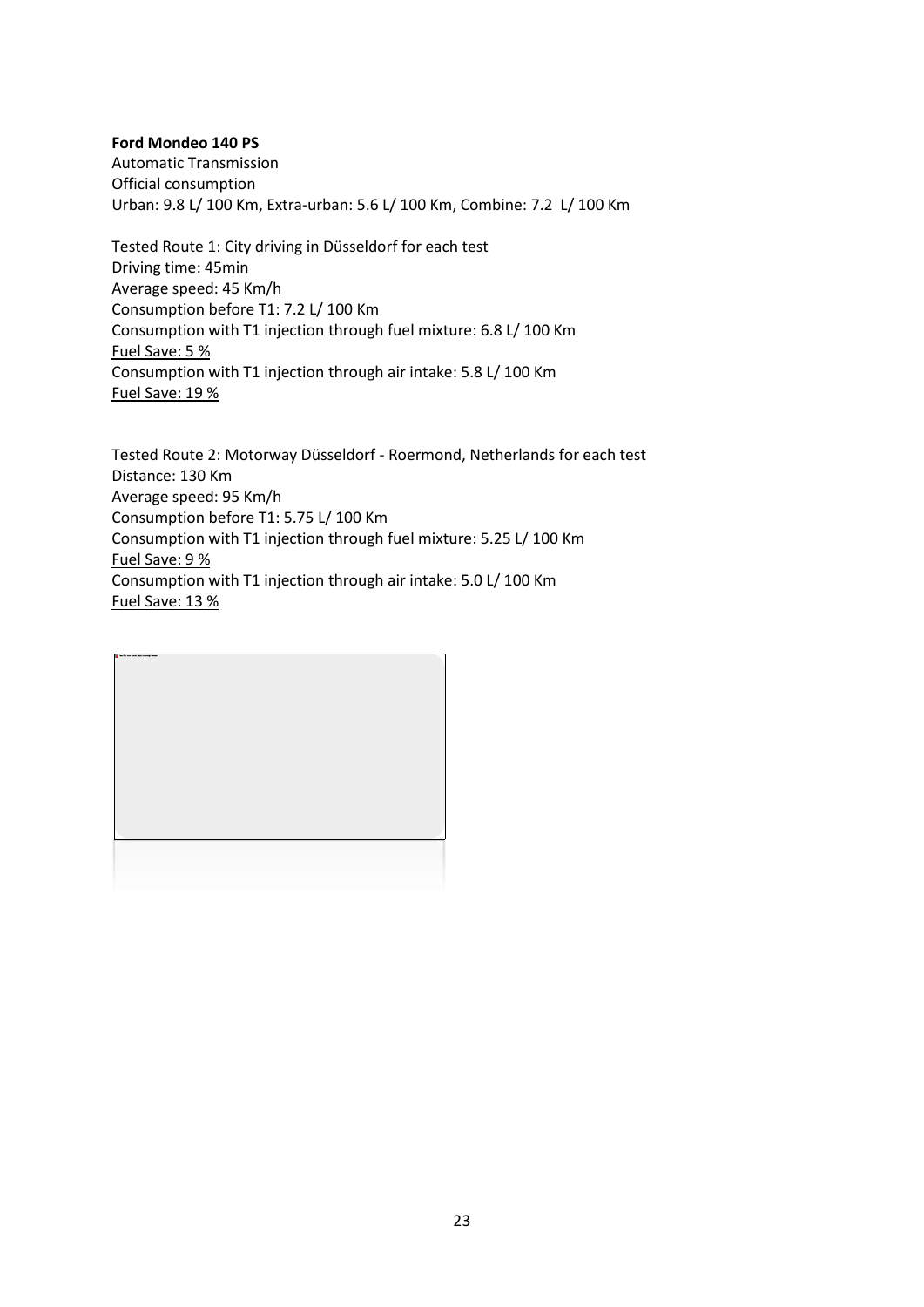**Ford Mondeo 140 PS**
Automatic Transmission
Official consumption
Urban: 9.8 L/ 100 Km, Extra-urban: 5.6 L/ 100 Km, Combine: 7.2 L/ 100 Km

Tested Route 1: City driving in Düsseldorf for each test
Driving time: 45min
Average speed: 45 Km/h
Consumption before T1: 7.2 L/ 100 Km
Consumption with T1 injection through fuel mixture: 6.8 L/ 100 Km
<u>Fuel Save: 5 %</u>
Consumption with T1 injection through air intake: 5.8 L/ 100 Km
<u>Fuel Save: 19 %</u>

Tested Route 2: Motorway Düsseldorf - Roermond, Netherlands for each test
Distance: 130 Km
Average speed: 95 Km/h
Consumption before T1: 5.75 L/ 100 Km
Consumption with T1 injection through fuel mixture: 5.25 L/ 100 Km
<u>Fuel Save: 9 %</u>
Consumption with T1 injection through air intake: 5.0 L/ 100 Km
<u>Fuel Save: 13 %</u>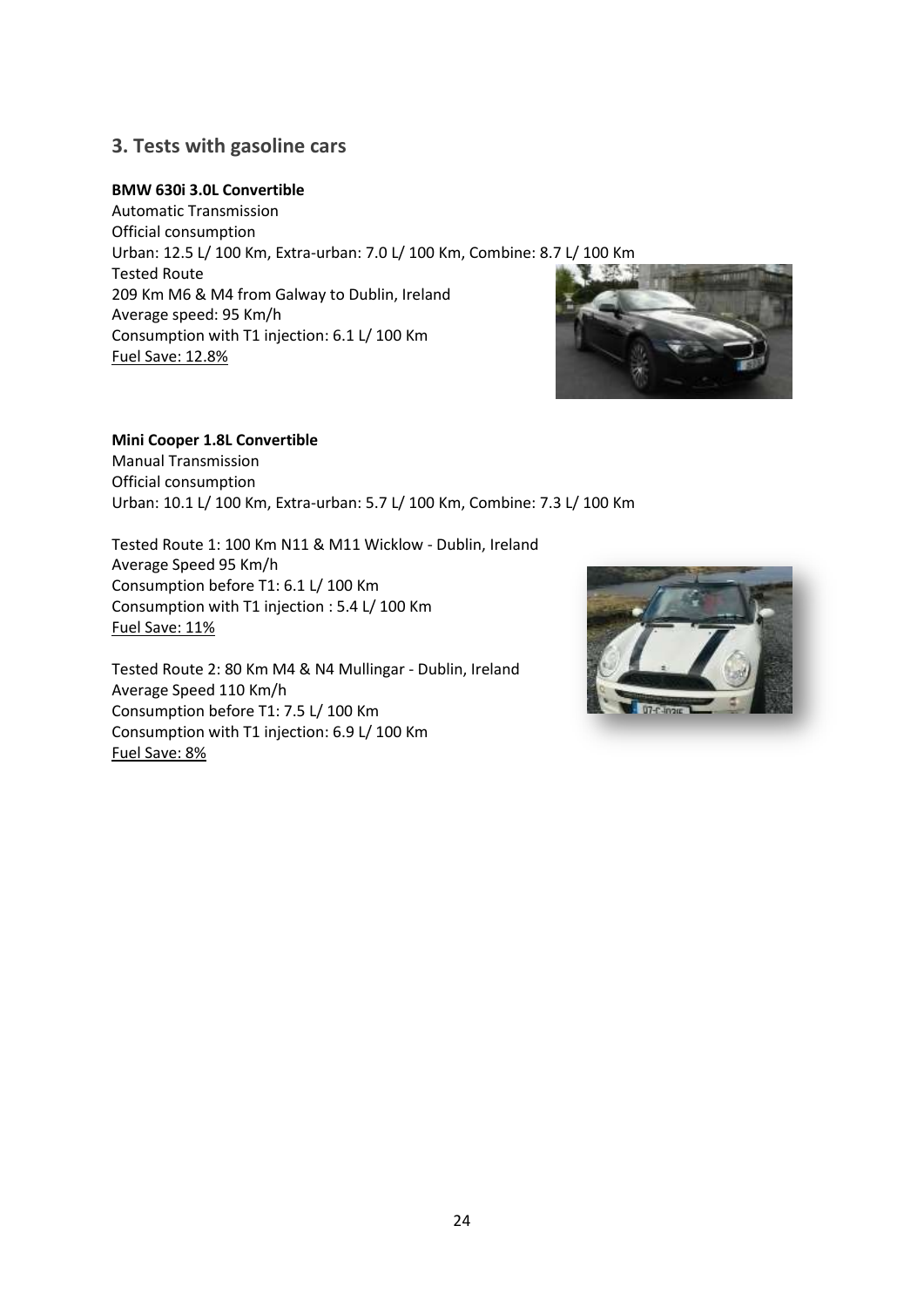## 3. Tests with gasoline cars

**BMW 630i 3.0L Convertible**
Automatic Transmission
Official consumption
Urban: 12.5 L/ 100 Km, Extra-urban: 7.0 L/ 100 Km, Combine: 8.7 L/ 100 Km
Tested Route
209 Km M6 & M4 from Galway to Dublin, Ireland
Average speed: 95 Km/h
Consumption with T1 injection: 6.1 L/ 100 Km
<u>Fuel Save: 12.8%</u>

**Mini Cooper 1.8L Convertible**
Manual Transmission
Official consumption
Urban: 10.1 L/ 100 Km, Extra-urban: 5.7 L/ 100 Km, Combine: 7.3 L/ 100 Km

Tested Route 1: 100 Km N11 & M11 Wicklow - Dublin, Ireland
Average Speed 95 Km/h
Consumption before T1: 6.1 L/ 100 Km
Consumption with T1 injection : 5.4 L/ 100 Km
<u>Fuel Save: 11%</u>

Tested Route 2: 80 Km M4 & N4 Mullingar - Dublin, Ireland
Average Speed 110 Km/h
Consumption before T1: 7.5 L/ 100 Km
Consumption with T1 injection: 6.9 L/ 100 Km
<u>Fuel Save: 8%</u>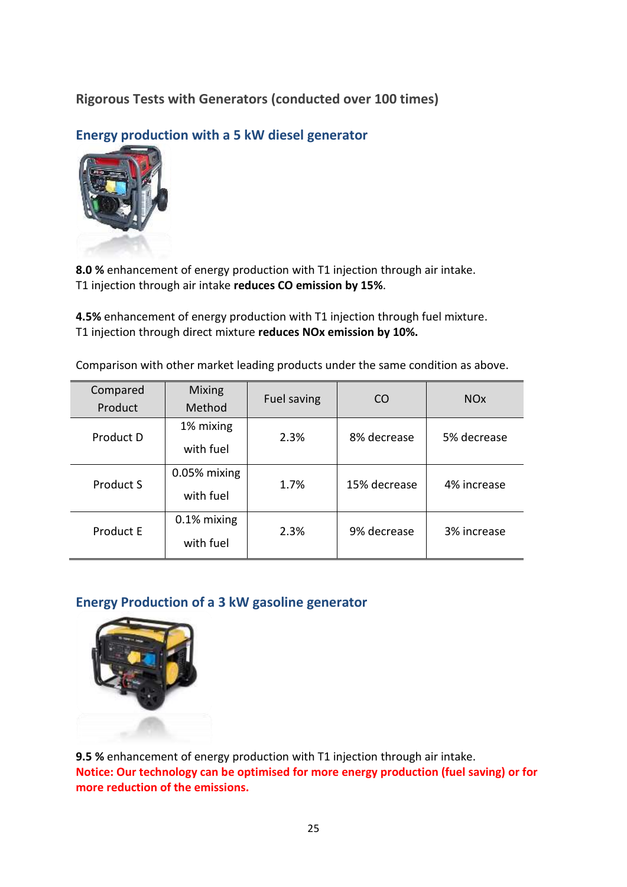### Rigorous Tests with Generators (conducted over 100 times)

## Energy production with a 5 kW diesel generator

**8.0 %** enhancement of energy production with T1 injection through air intake.
T1 injection through air intake **reduces CO emission by 15%**.

**4.5%** enhancement of energy production with T1 injection through fuel mixture.
T1 injection through direct mixture **reduces NOx emission by 10%.**

Comparison with other market leading products under the same condition as above.

| Compared Product | Mixing Method | Fuel saving | CO | NOx |
|---|---|---|---|---|
| Product D | 1% mixing with fuel | 2.3% | 8% decrease | 5% decrease |
| Product S | 0.05% mixing with fuel | 1.7% | 15% decrease | 4% increase |
| Product E | 0.1% mixing with fuel | 2.3% | 9% decrease | 3% increase |

## Energy Production of a 3 kW gasoline generator

**9.5 %** enhancement of energy production with T1 injection through air intake.
**Notice: Our technology can be optimised for more energy production (fuel saving) or for more reduction of the emissions.**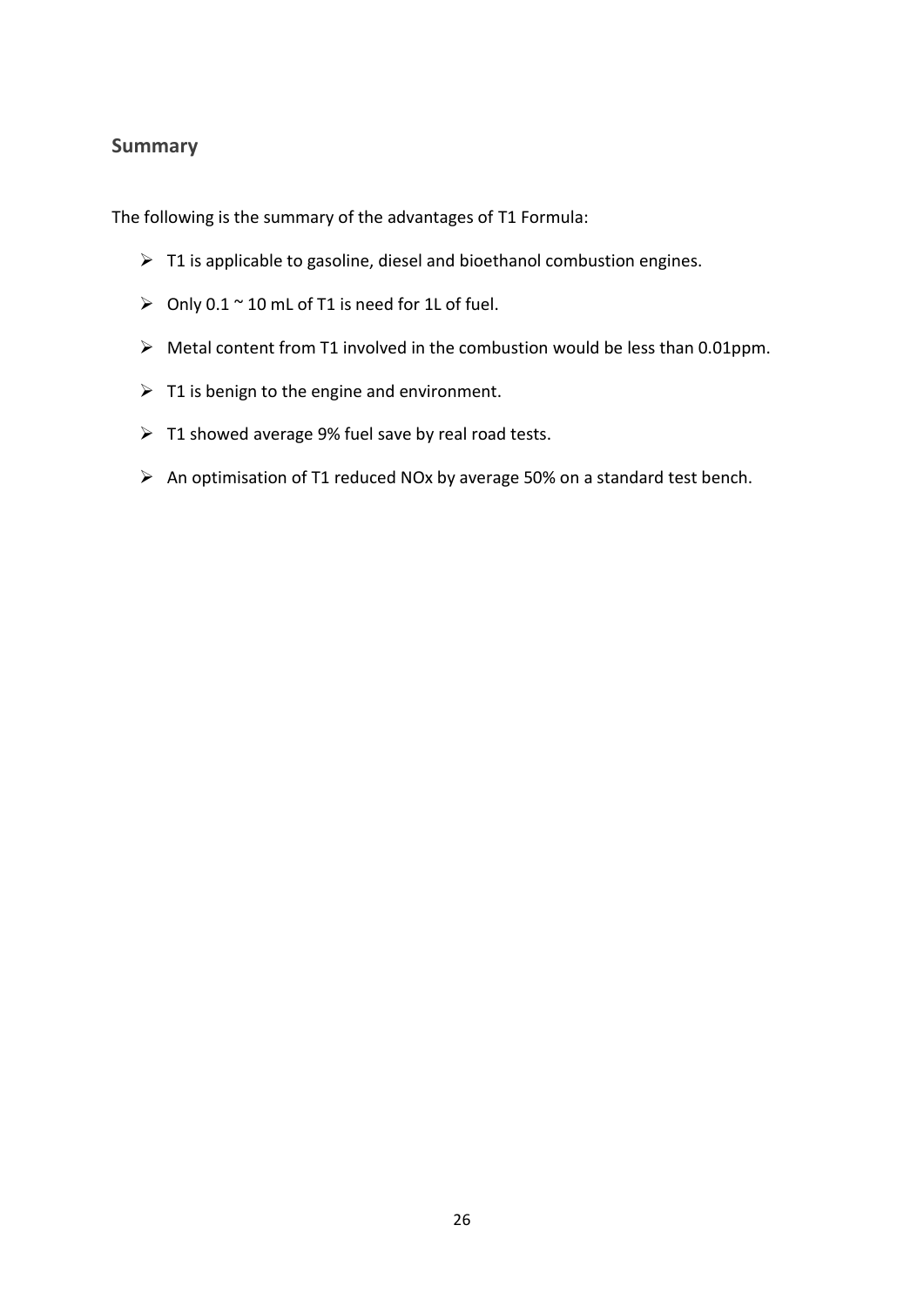## Summary

The following is the summary of the advantages of T1 Formula:

- T1 is applicable to gasoline, diesel and bioethanol combustion engines.
- Only 0.1 ~ 10 mL of T1 is need for 1L of fuel.
- Metal content from T1 involved in the combustion would be less than 0.01ppm.
- T1 is benign to the engine and environment.
- T1 showed average 9% fuel save by real road tests.
- An optimisation of T1 reduced NOx by average 50% on a standard test bench.